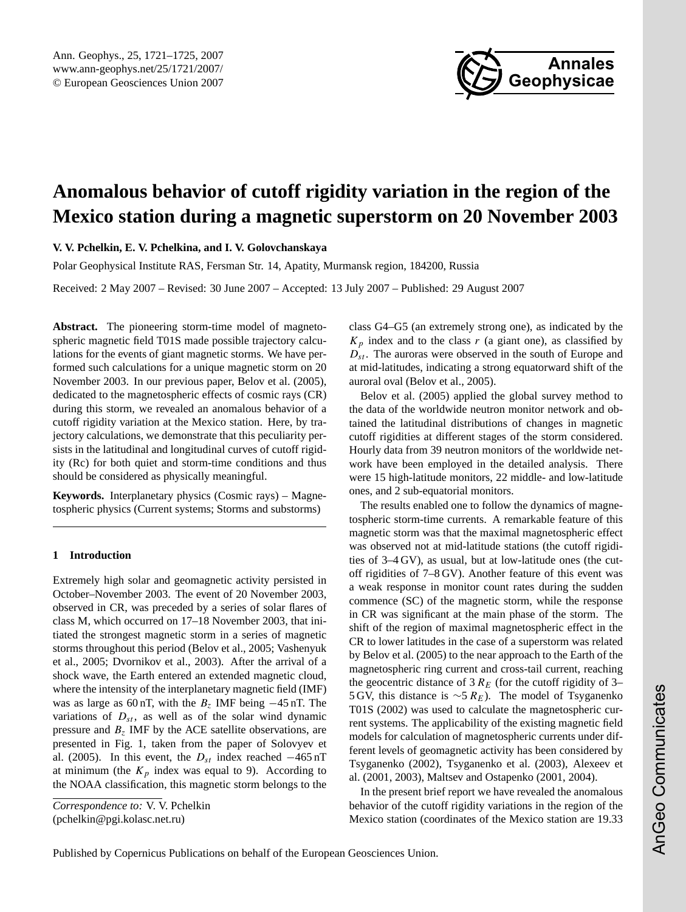# Anomalous behavior of cutoff rigidity variation in the region of the Mexico station during a magnetic superstorm on 20 November 2003

**V. V. Pchelkin, E. V. Pchelkina, and I. V. Golovchanskaya**

Polar Geophysical Institute RAS, Fersman Str. 14, Apatity, Murmansk region, 184200, Russia

Received: 2 May 2007 – Revised: 30 June 2007 – Accepted: 13 July 2007 – Published: 29 August 2007

**Abstract.** The pioneering storm-time model of magnetospheric magnetic field T01S made possible trajectory calculations for the events of giant magnetic storms. We have performed such calculations for a unique magnetic storm on 20 November 2003. In our previous paper, Belov et al. (2005), dedicated to the magnetospheric effects of cosmic rays (CR) during this storm, we revealed an anomalous behavior of a cutoff rigidity variation at the Mexico station. Here, by trajectory calculations, we demonstrate that this peculiarity persists in the latitudinal and longitudinal curves of cutoff rigidity (Rc) for both quiet and storm-time conditions and thus should be considered as physically meaningful.

**Keywords.** Interplanetary physics (Cosmic rays) – Magnetospheric physics (Current systems; Storms and substorms)

## 1 Introduction

Extremely high solar and geomagnetic activity persisted in October–November 2003. The event of 20 November 2003, observed in CR, was preceded by a series of solar flares of class M, which occurred on 17–18 November 2003, that initiated the strongest magnetic storm in a series of magnetic storms throughout this period (Belov et al., 2005; Vashenyuk et al., 2005; Dvornikov et al., 2003). After the arrival of a shock wave, the Earth entered an extended magnetic cloud, where the intensity of the interplanetary magnetic field (IMF) was as large as 60 nT, with the $B_z$ IMF being −45 nT. The variations of $D_{st}$, as well as of the solar wind dynamic pressure and $B_z$ IMF by the ACE satellite observations, are presented in Fig. 1, taken from the paper of Solovyev et al. (2005). In this event, the $D_{st}$ index reached −465 nT at minimum (the $K_p$ index was equal to 9). According to the NOAA classification, this magnetic storm belongs to the class G4–G5 (an extremely strong one), as indicated by the $K_p$ index and to the class *r* (a giant one), as classified by $D_{st}$. The auroras were observed in the south of Europe and at mid-latitudes, indicating a strong equatorward shift of the auroral oval (Belov et al., 2005).

Belov et al. (2005) applied the global survey method to the data of the worldwide neutron monitor network and obtained the latitudinal distributions of changes in magnetic cutoff rigidities at different stages of the storm considered. Hourly data from 39 neutron monitors of the worldwide network have been employed in the detailed analysis. There were 15 high-latitude monitors, 22 middle- and low-latitude ones, and 2 sub-equatorial monitors.

The results enabled one to follow the dynamics of magnetospheric storm-time currents. A remarkable feature of this magnetic storm was that the maximal magnetospheric effect was observed not at mid-latitude stations (the cutoff rigidities of 3–4 GV), as usual, but at low-latitude ones (the cutoff rigidities of 7–8 GV). Another feature of this event was a weak response in monitor count rates during the sudden commence (SC) of the magnetic storm, while the response in CR was significant at the main phase of the storm. The shift of the region of maximal magnetospheric effect in the CR to lower latitudes in the case of a superstorm was related by Belov et al. (2005) to the near approach to the Earth of the magnetospheric ring current and cross-tail current, reaching the geocentric distance of 3 $R_E$ (for the cutoff rigidity of 3–5 GV, this distance is ∼5 $R_E$). The model of Tsyganenko T01S (2002) was used to calculate the magnetospheric current systems. The applicability of the existing magnetic field models for calculation of magnetospheric currents under different levels of geomagnetic activity has been considered by Tsyganenko (2002), Tsyganenko et al. (2003), Alexeev et al. (2001, 2003), Maltsev and Ostapenko (2001, 2004).

In the present brief report we have revealed the anomalous behavior of the cutoff rigidity variations in the region of the Mexico station (coordinates of the Mexico station are 19.33

*Correspondence to:* V. V. Pchelkin
(pchelkin@pgi.kolasc.net.ru)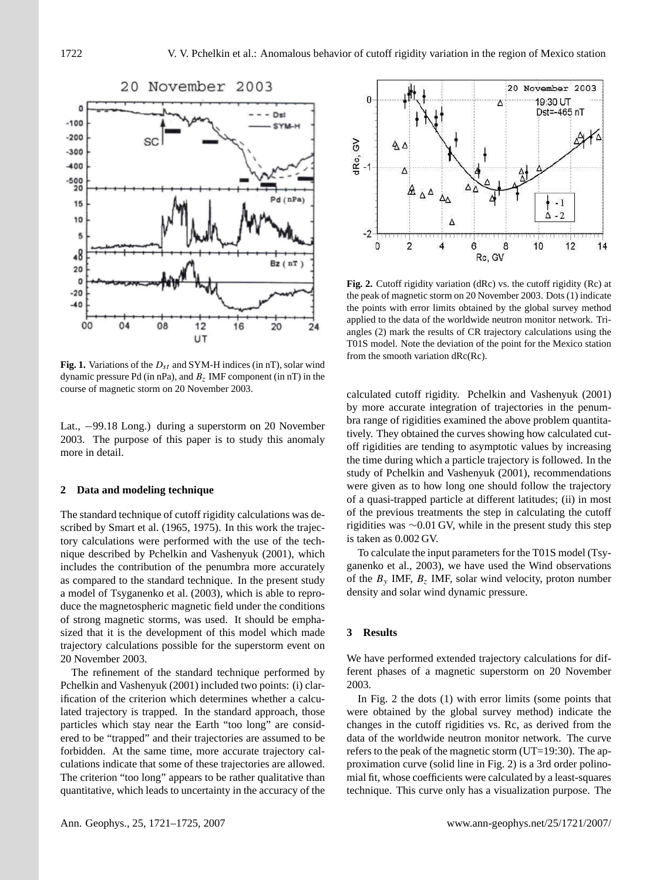**Fig. 1.** Variations of the $D_{st}$ and SYM-H indices (in nT), solar wind dynamic pressure Pd (in nPa), and $B_z$ IMF component (in nT) in the course of magnetic storm on 20 November 2003.

Lat., −99.18 Long.) during a superstorm on 20 November 2003. The purpose of this paper is to study this anomaly more in detail.

## 2 Data and modeling technique

The standard technique of cutoff rigidity calculations was described by Smart et al. (1965, 1975). In this work the trajectory calculations were performed with the use of the technique described by Pchelkin and Vashenyuk (2001), which includes the contribution of the penumbra more accurately as compared to the standard technique. In the present study a model of Tsyganenko et al. (2003), which is able to reproduce the magnetospheric magnetic field under the conditions of strong magnetic storms, was used. It should be emphasized that it is the development of this model which made trajectory calculations possible for the superstorm event on 20 November 2003.

The refinement of the standard technique performed by Pchelkin and Vashenyuk (2001) included two points: (i) clarification of the criterion which determines whether a calculated trajectory is trapped. In the standard approach, those particles which stay near the Earth "too long" are considered to be "trapped" and their trajectories are assumed to be forbidden. At the same time, more accurate trajectory calculations indicate that some of these trajectories are allowed. The criterion "too long" appears to be rather qualitative than quantitative, which leads to uncertainty in the accuracy of the calculated cutoff rigidity. Pchelkin and Vashenyuk (2001) by more accurate integration of trajectories in the penumbra range of rigidities examined the above problem quantitatively. They obtained the curves showing how calculated cutoff rigidities are tending to asymptotic values by increasing the time during which a particle trajectory is followed. In the study of Pchelkin and Vashenyuk (2001), recommendations were given as to how long one should follow the trajectory of a quasi-trapped particle at different latitudes; (ii) in most of the previous treatments the step in calculating the cutoff rigidities was ~0.01 GV, while in the present study this step is taken as 0.002 GV.

To calculate the input parameters for the T01S model (Tsyganenko et al., 2003), we have used the Wind observations of the $B_y$ IMF, $B_z$ IMF, solar wind velocity, proton number density and solar wind dynamic pressure.

**Fig. 2.** Cutoff rigidity variation (dRc) vs. the cutoff rigidity (Rc) at the peak of magnetic storm on 20 November 2003. Dots (1) indicate the points with error limits obtained by the global survey method applied to the data of the worldwide neutron monitor network. Triangles (2) mark the results of CR trajectory calculations using the T01S model. Note the deviation of the point for the Mexico station from the smooth variation dRc(Rc).

## 3 Results

We have performed extended trajectory calculations for different phases of a magnetic superstorm on 20 November 2003.

In Fig. 2 the dots (1) with error limits (some points that were obtained by the global survey method) indicate the changes in the cutoff rigidities vs. Rc, as derived from the data of the worldwide neutron monitor network. The curve refers to the peak of the magnetic storm (UT=19:30). The approximation curve (solid line in Fig. 2) is a 3rd order polinomial fit, whose coefficients were calculated by a least-squares technique. This curve only has a visualization purpose. The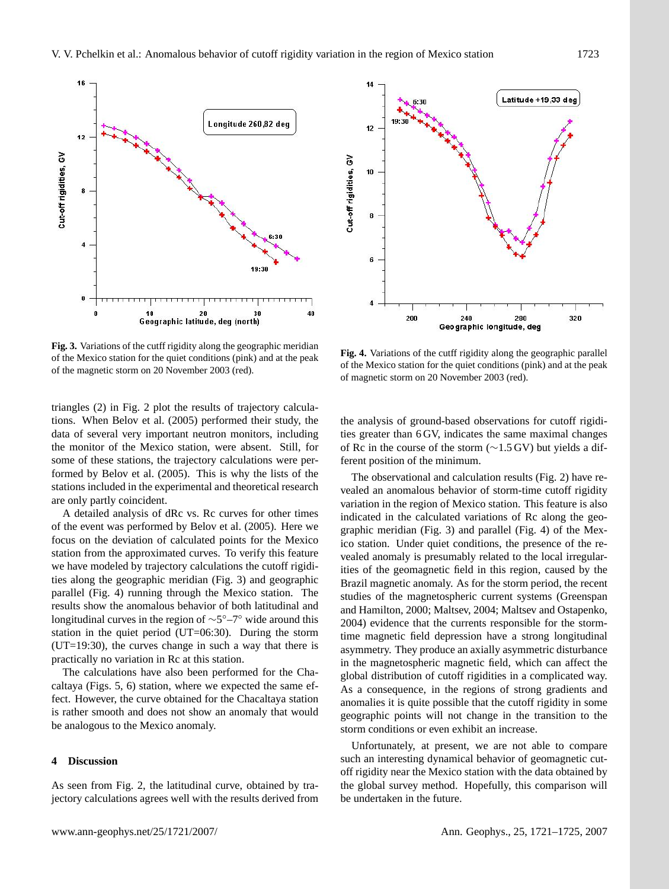**Fig. 3.** Variations of the cutff rigidity along the geographic meridian of the Mexico station for the quiet conditions (pink) and at the peak of the magnetic storm on 20 November 2003 (red).

**Fig. 4.** Variations of the cutff rigidity along the geographic parallel of the Mexico station for the quiet conditions (pink) and at the peak of magnetic storm on 20 November 2003 (red).

triangles (2) in Fig. 2 plot the results of trajectory calculations. When Belov et al. (2005) performed their study, the data of several very important neutron monitors, including the monitor of the Mexico station, were absent. Still, for some of these stations, the trajectory calculations were performed by Belov et al. (2005). This is why the lists of the stations included in the experimental and theoretical research are only partly coincident.

A detailed analysis of dRc vs. Rc curves for other times of the event was performed by Belov et al. (2005). Here we focus on the deviation of calculated points for the Mexico station from the approximated curves. To verify this feature we have modeled by trajectory calculations the cutoff rigidities along the geographic meridian (Fig. 3) and geographic parallel (Fig. 4) running through the Mexico station. The results show the anomalous behavior of both latitudinal and longitudinal curves in the region of $\sim 5°–7°$ wide around this station in the quiet period (UT=06:30). During the storm (UT=19:30), the curves change in such a way that there is practically no variation in Rc at this station.

The calculations have also been performed for the Chacaltaya (Figs. 5, 6) station, where we expected the same effect. However, the curve obtained for the Chacaltaya station is rather smooth and does not show an anomaly that would be analogous to the Mexico anomaly.

## 4 Discussion

As seen from Fig. 2, the latitudinal curve, obtained by trajectory calculations agrees well with the results derived from the analysis of ground-based observations for cutoff rigidities greater than 6 GV, indicates the same maximal changes of Rc in the course of the storm ($\sim 1.5$ GV) but yields a different position of the minimum.

The observational and calculation results (Fig. 2) have revealed an anomalous behavior of storm-time cutoff rigidity variation in the region of Mexico station. This feature is also indicated in the calculated variations of Rc along the geographic meridian (Fig. 3) and parallel (Fig. 4) of the Mexico station. Under quiet conditions, the presence of the revealed anomaly is presumably related to the local irregularities of the geomagnetic field in this region, caused by the Brazil magnetic anomaly. As for the storm period, the recent studies of the magnetospheric current systems (Greenspan and Hamilton, 2000; Maltsev, 2004; Maltsev and Ostapenko, 2004) evidence that the currents responsible for the storm-time magnetic field depression have a strong longitudinal asymmetry. They produce an axially asymmetric disturbance in the magnetospheric magnetic field, which can affect the global distribution of cutoff rigidities in a complicated way. As a consequence, in the regions of strong gradients and anomalies it is quite possible that the cutoff rigidity in some geographic points will not change in the transition to the storm conditions or even exhibit an increase.

Unfortunately, at present, we are not able to compare such an interesting dynamical behavior of geomagnetic cutoff rigidity near the Mexico station with the data obtained by the global survey method. Hopefully, this comparison will be undertaken in the future.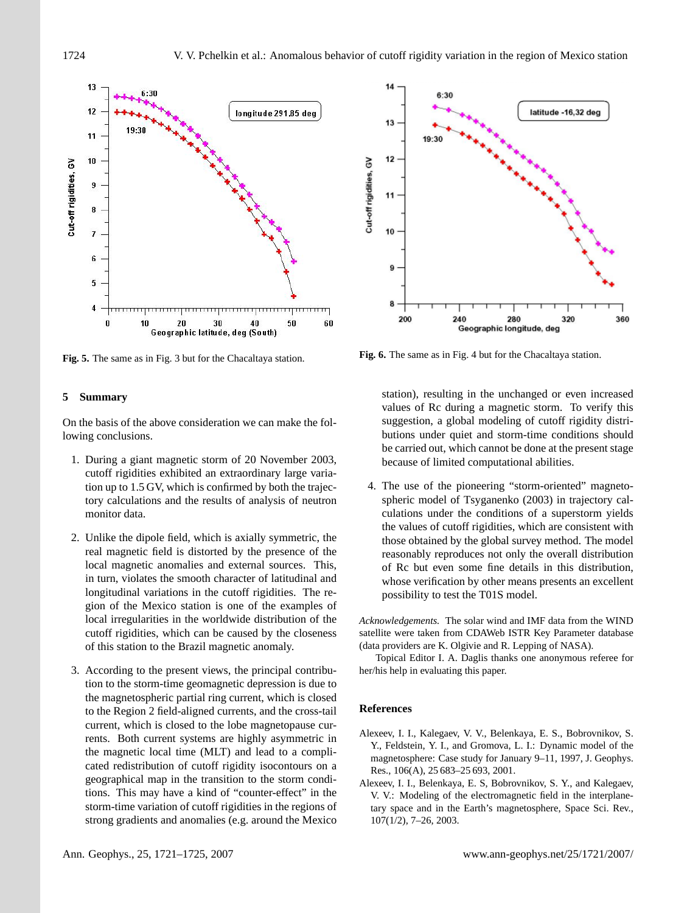Fig. 5. The same as in Fig. 3 but for the Chacaltaya station.

Fig. 6. The same as in Fig. 4 but for the Chacaltaya station.

## 5 Summary

On the basis of the above consideration we can make the following conclusions.

1. During a giant magnetic storm of 20 November 2003, cutoff rigidities exhibited an extraordinary large variation up to 1.5 GV, which is confirmed by both the trajectory calculations and the results of analysis of neutron monitor data.

2. Unlike the dipole field, which is axially symmetric, the real magnetic field is distorted by the presence of the local magnetic anomalies and external sources. This, in turn, violates the smooth character of latitudinal and longitudinal variations in the cutoff rigidities. The region of the Mexico station is one of the examples of local irregularities in the worldwide distribution of the cutoff rigidities, which can be caused by the closeness of this station to the Brazil magnetic anomaly.

3. According to the present views, the principal contribution to the storm-time geomagnetic depression is due to the magnetospheric partial ring current, which is closed to the Region 2 field-aligned currents, and the cross-tail current, which is closed to the lobe magnetopause currents. Both current systems are highly asymmetric in the magnetic local time (MLT) and lead to a complicated redistribution of cutoff rigidity isocontours on a geographical map in the transition to the storm conditions. This may have a kind of "counter-effect" in the storm-time variation of cutoff rigidities in the regions of strong gradients and anomalies (e.g. around the Mexico station), resulting in the unchanged or even increased values of Rc during a magnetic storm. To verify this suggestion, a global modeling of cutoff rigidity distributions under quiet and storm-time conditions should be carried out, which cannot be done at the present stage because of limited computational abilities.

4. The use of the pioneering "storm-oriented" magnetospheric model of Tsyganenko (2003) in trajectory calculations under the conditions of a superstorm yields the values of cutoff rigidities, which are consistent with those obtained by the global survey method. The model reasonably reproduces not only the overall distribution of Rc but even some fine details in this distribution, whose verification by other means presents an excellent possibility to test the T01S model.

*Acknowledgements.* The solar wind and IMF data from the WIND satellite were taken from CDAWeb ISTR Key Parameter database (data providers are K. Olgivie and R. Lepping of NASA).

Topical Editor I. A. Daglis thanks one anonymous referee for her/his help in evaluating this paper.

## References

Alexeev, I. I., Kalegaev, V. V., Belenkaya, E. S., Bobrovnikov, S. Y., Feldstein, Y. I., and Gromova, L. I.: Dynamic model of the magnetosphere: Case study for January 9–11, 1997, J. Geophys. Res., 106(A), 25 683–25 693, 2001.

Alexeev, I. I., Belenkaya, E. S, Bobrovnikov, S. Y., and Kalegaev, V. V.: Modeling of the electromagnetic field in the interplanetary space and in the Earth's magnetosphere, Space Sci. Rev., 107(1/2), 7–26, 2003.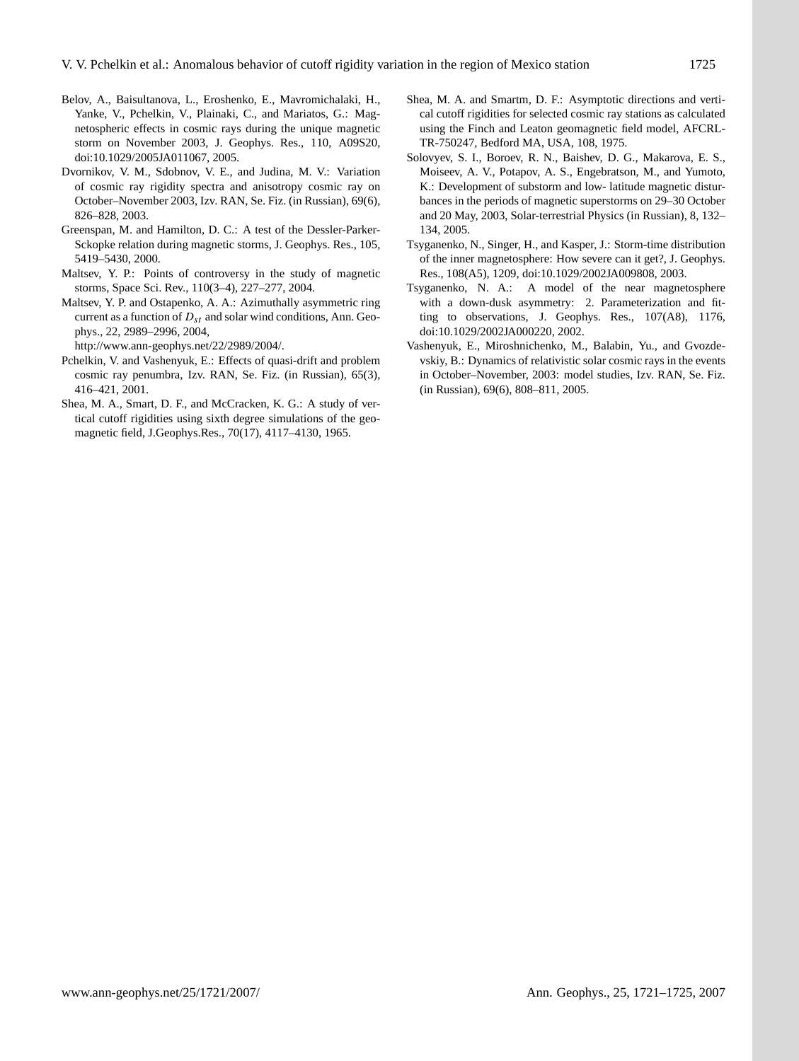Belov, A., Baisultanova, L., Eroshenko, E., Mavromichalaki, H., Yanke, V., Pchelkin, V., Plainaki, C., and Mariatos, G.: Magnetospheric effects in cosmic rays during the unique magnetic storm on November 2003, J. Geophys. Res., 110, A09S20, doi:10.1029/2005JA011067, 2005.

Dvornikov, V. M., Sdobnov, V. E., and Judina, M. V.: Variation of cosmic ray rigidity spectra and anisotropy cosmic ray on October–November 2003, Izv. RAN, Se. Fiz. (in Russian), 69(6), 826–828, 2003.

Greenspan, M. and Hamilton, D. C.: A test of the Dessler-Parker-Sckopke relation during magnetic storms, J. Geophys. Res., 105, 5419–5430, 2000.

Maltsev, Y. P.: Points of controversy in the study of magnetic storms, Space Sci. Rev., 110(3–4), 227–277, 2004.

Maltsev, Y. P. and Ostapenko, A. A.: Azimuthally asymmetric ring current as a function of $D_{st}$ and solar wind conditions, Ann. Geophys., 22, 2989–2996, 2004, http://www.ann-geophys.net/22/2989/2004/.

Pchelkin, V. and Vashenyuk, E.: Effects of quasi-drift and problem cosmic ray penumbra, Izv. RAN, Se. Fiz. (in Russian), 65(3), 416–421, 2001.

Shea, M. A., Smart, D. F., and McCracken, K. G.: A study of vertical cutoff rigidities using sixth degree simulations of the geomagnetic field, J.Geophys.Res., 70(17), 4117–4130, 1965.

Shea, M. A. and Smartm, D. F.: Asymptotic directions and vertical cutoff rigidities for selected cosmic ray stations as calculated using the Finch and Leaton geomagnetic field model, AFCRL-TR-750247, Bedford MA, USA, 108, 1975.

Solovyev, S. I., Boroev, R. N., Baishev, D. G., Makarova, E. S., Moiseev, A. V., Potapov, A. S., Engebratson, M., and Yumoto, K.: Development of substorm and low- latitude magnetic disturbances in the periods of magnetic superstorms on 29–30 October and 20 May, 2003, Solar-terrestrial Physics (in Russian), 8, 132–134, 2005.

Tsyganenko, N., Singer, H., and Kasper, J.: Storm-time distribution of the inner magnetosphere: How severe can it get?, J. Geophys. Res., 108(A5), 1209, doi:10.1029/2002JA009808, 2003.

Tsyganenko, N. A.: A model of the near magnetosphere with a down-dusk asymmetry: 2. Parameterization and fitting to observations, J. Geophys. Res., 107(A8), 1176, doi:10.1029/2002JA000220, 2002.

Vashenyuk, E., Miroshnichenko, M., Balabin, Yu., and Gvozdevskiy, B.: Dynamics of relativistic solar cosmic rays in the events in October–November, 2003: model studies, Izv. RAN, Se. Fiz. (in Russian), 69(6), 808–811, 2005.